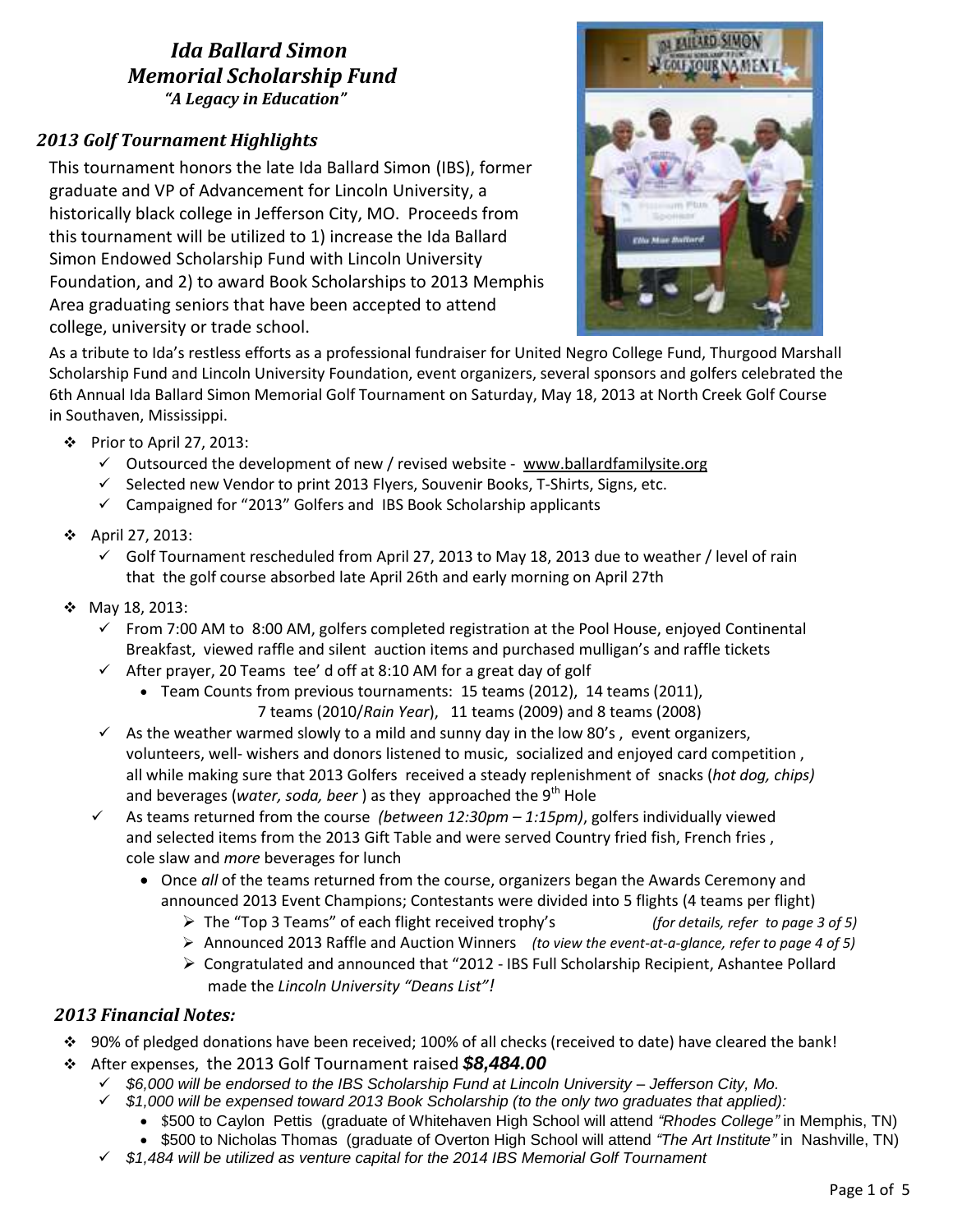# *Ida Ballard Simon Memorial Scholarship Fund*

***"A Legacy in Education"***

## *2013 Golf Tournament Highlights*

This tournament honors the late Ida Ballard Simon (IBS), former graduate and VP of Advancement for Lincoln University, a historically black college in Jefferson City, MO. Proceeds from this tournament will be utilized to 1) increase the Ida Ballard Simon Endowed Scholarship Fund with Lincoln University Foundation, and 2) to award Book Scholarships to 2013 Memphis Area graduating seniors that have been accepted to attend college, university or trade school.

As a tribute to Ida's restless efforts as a professional fundraiser for United Negro College Fund, Thurgood Marshall Scholarship Fund and Lincoln University Foundation, event organizers, several sponsors and golfers celebrated the 6th Annual Ida Ballard Simon Memorial Golf Tournament on Saturday, May 18, 2013 at North Creek Golf Course in Southaven, Mississippi.

- Prior to April 27, 2013:
  - ✓ Outsourced the development of new / revised website - www.ballardfamilysite.org
  - ✓ Selected new Vendor to print 2013 Flyers, Souvenir Books, T-Shirts, Signs, etc.
  - ✓ Campaigned for "2013" Golfers and IBS Book Scholarship applicants
- April 27, 2013:
  - ✓ Golf Tournament rescheduled from April 27, 2013 to May 18, 2013 due to weather / level of rain that the golf course absorbed late April 26th and early morning on April 27th
- May 18, 2013:
  - ✓ From 7:00 AM to 8:00 AM, golfers completed registration at the Pool House, enjoyed Continental Breakfast, viewed raffle and silent auction items and purchased mulligan's and raffle tickets
  - ✓ After prayer, 20 Teams tee' d off at 8:10 AM for a great day of golf
    - Team Counts from previous tournaments: 15 teams (2012), 14 teams (2011), 7 teams (2010/*Rain Year*), 11 teams (2009) and 8 teams (2008)
  - ✓ As the weather warmed slowly to a mild and sunny day in the low 80's , event organizers, volunteers, well- wishers and donors listened to music, socialized and enjoyed card competition , all while making sure that 2013 Golfers received a steady replenishment of snacks (*hot dog, chips)* and beverages (*water, soda, beer* ) as they approached the 9th Hole
  - ✓ As teams returned from the course *(between 12:30pm – 1:15pm)*, golfers individually viewed and selected items from the 2013 Gift Table and were served Country fried fish, French fries , cole slaw and *more* beverages for lunch
    - Once *all* of the teams returned from the course, organizers began the Awards Ceremony and announced 2013 Event Champions; Contestants were divided into 5 flights (4 teams per flight)
      - The "Top 3 Teams" of each flight received trophy's *(for details, refer to page 3 of 5)*
      - Announced 2013 Raffle and Auction Winners *(to view the event-at-a-glance, refer to page 4 of 5)*
      - Congratulated and announced that "2012 - IBS Full Scholarship Recipient, Ashantee Pollard made the *Lincoln University "Deans List"!*

## *2013 Financial Notes:*

- 90% of pledged donations have been received; 100% of all checks (received to date) have cleared the bank!
- After expenses, the 2013 Golf Tournament raised ***$8,484.00***
  - ✓ *$6,000 will be endorsed to the IBS Scholarship Fund at Lincoln University – Jefferson City, Mo.*
  - ✓ *$1,000 will be expensed toward 2013 Book Scholarship (to the only two graduates that applied):*
    - $500 to Caylon Pettis (graduate of Whitehaven High School will attend *"Rhodes College"* in Memphis, TN)
    - $500 to Nicholas Thomas (graduate of Overton High School will attend *"The Art Institute"* in Nashville, TN)
  - ✓ *$1,484 will be utilized as venture capital for the 2014 IBS Memorial Golf Tournament*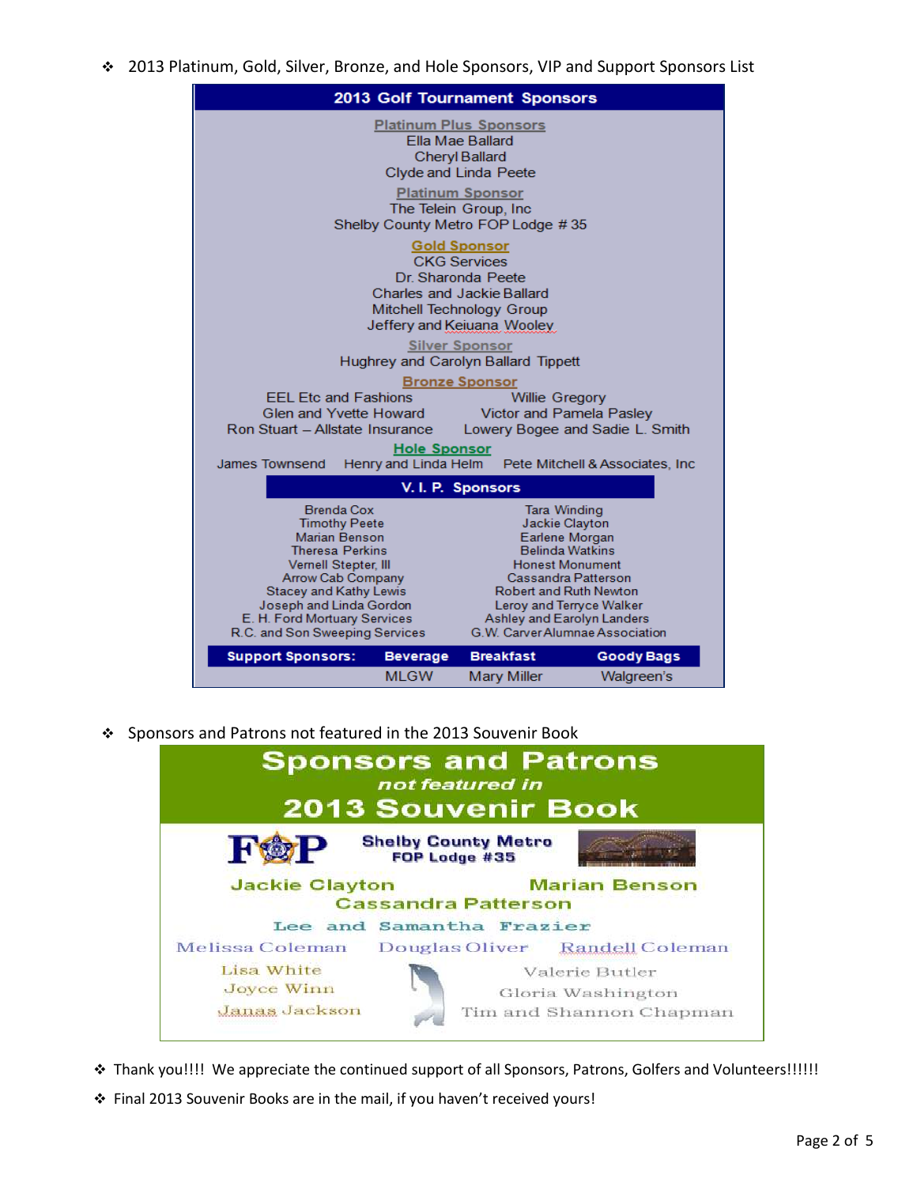- 2013 Platinum, Gold, Silver, Bronze, and Hole Sponsors, VIP and Support Sponsors List

## 2013 Golf Tournament Sponsors

**Platinum Plus Sponsors**
Ella Mae Ballard
Cheryl Ballard
Clyde and Linda Peete

**Platinum Sponsor**
The Telein Group, Inc
Shelby County Metro FOP Lodge # 35

**Gold Sponsor**
CKG Services
Dr. Sharonda Peete
Charles and Jackie Ballard
Mitchell Technology Group
Jeffery and Keiuana Wooley

**Silver Sponsor**
Hughrey and Carolyn Ballard Tippett

**Bronze Sponsor**
EEL Etc and Fashions
Willie Gregory
Glen and Yvette Howard
Victor and Pamela Pasley
Ron Stuart – Allstate Insurance
Lowery Bogee and Sadie L. Smith

**Hole Sponsor**
James Townsend
Henry and Linda Helm
Pete Mitchell & Associates, Inc

**V. I. P. Sponsors**

Brenda Cox
Timothy Peete
Marian Benson
Theresa Perkins
Vernell Stepter, III
Arrow Cab Company
Stacey and Kathy Lewis
Joseph and Linda Gordon
E. H. Ford Mortuary Services
R.C. and Son Sweeping Services
Tara Winding
Jackie Clayton
Earlene Morgan
Belinda Watkins
Honest Monument
Cassandra Patterson
Robert and Ruth Newton
Leroy and Terryce Walker
Ashley and Earolyn Landers
G.W. Carver Alumnae Association

| Support Sponsors: | Beverage | Breakfast | Goody Bags |
|---|---|---|---|
| | MLGW | Mary Miller | Walgreen's |

- Sponsors and Patrons not featured in the 2013 Souvenir Book

## Sponsors and Patrons *not featured in* 2013 Souvenir Book

FOP Shelby County Metro FOP Lodge #35

Jackie Clayton
Marian Benson
Cassandra Patterson
Lee and Samantha Frazier
Melissa Coleman
Douglas Oliver
Randell Coleman
Lisa White
Joyce Winn
Janas Jackson
Valerie Butler
Gloria Washington
Tim and Shannon Chapman

- Thank you!!!! We appreciate the continued support of all Sponsors, Patrons, Golfers and Volunteers!!!!!!
- Final 2013 Souvenir Books are in the mail, if you haven't received yours!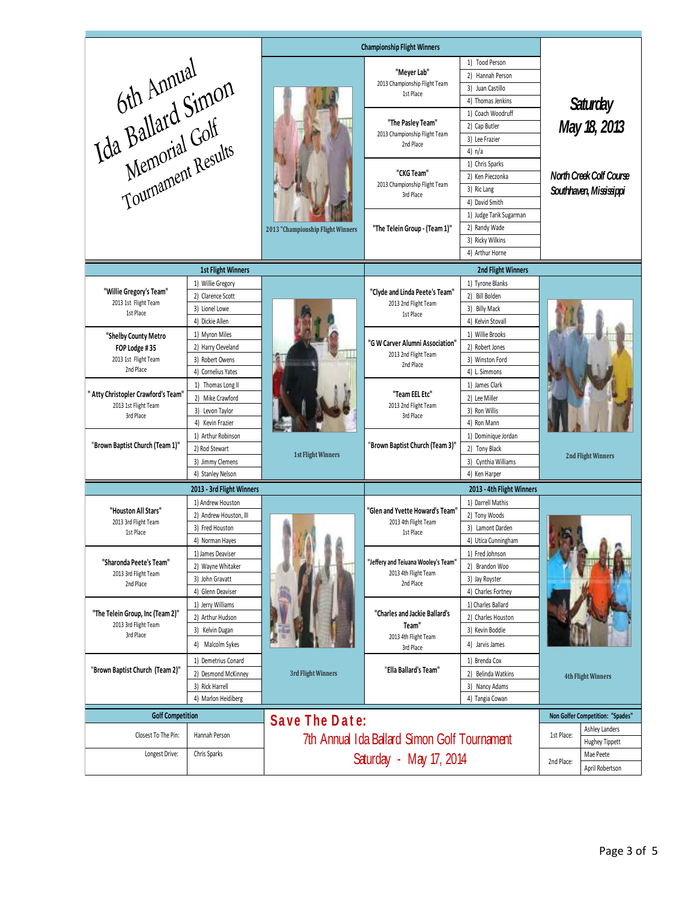# 6th Annual Ida Ballard Simon Memorial Golf Tournament Results

**Saturday May 18, 2013**

**North Creek Golf Course Southhaven, Mississippi**

## Championship Flight Winners

2013 "Championship Flight Winners"

| Team | Players |
|---|---|
| "Meyer Lab" 2013 Championship Flight Team 1st Place | 1) Tood Person<br>2) Hannah Person<br>3) Juan Castillo<br>4) Thomas Jenkins |
| "The Pasley Team" 2013 Championship Flight Team 2nd Place | 1) Coach Woodruff<br>2) Cap Butler<br>3) Lee Frazier<br>4) n/a |
| "CKG Team" 2013 Championship Flight Team 3rd Place | 1) Chris Sparks<br>2) Ken Pieczonka<br>3) Ric Lang<br>4) David Smith |
| "The Telein Group - (Team 1)" | 1) Judge Tarik Sugarman<br>2) Randy Wade<br>3) Ricky Wilkins<br>4) Arthur Horne |

## 1st Flight Winners

| Team | Players |
|---|---|
| "Willie Gregory's Team" 2013 1st Flight Team 1st Place | 1) Willie Gregory<br>2) Clarence Scott<br>3) Lionel Lowe<br>4) Dickie Allen |
| "Shelby County Metro FOP Lodge # 35 2013 1st Flight Team 2nd Place | 1) Myron Miles<br>2) Harry Cleveland<br>3) Robert Owens<br>4) Cornelius Yates |
| " Atty Christopler Crawford's Team" 2013 1st Flight Team 3rd Place | 1) Thomas Long II<br>2) Mike Crawford<br>3) Levon Taylor<br>4) Kevin Frazier |
| "Brown Baptist Church (Team 1)" | 1) Arthur Robinson<br>2) Rod Stewart<br>3) Jimmy Clemens<br>4) Stanley Nelson |

1st Flight Winners

## 2nd Flight Winners

| Team | Players |
|---|---|
| "Clyde and Linda Peete's Team" 2013 2nd Flight Team 1st Place | 1) Tyrone Blanks<br>2) Bill Bolden<br>3) Billy Mack<br>4) Kelvin Stovall |
| "G W Carver Alumni Association" 2013 2nd Flight Team 2nd Place | 1) Willie Brooks<br>2) Robert Jones<br>3) Winston Ford<br>4) L. Simmons |
| "Team EEL Etc" 2013 2nd Flight Team 3rd Place | 1) James Clark<br>2) Lee Miller<br>3) Ron Willis<br>4) Ron Mann |
| "Brown Baptist Church (Team 3)" | 1) Dominique Jordan<br>2) Tony Black<br>3) Cynthia Williams<br>4) Ken Harper |

2nd Flight Winners

## 2013 - 3rd Flight Winners

| Team | Players |
|---|---|
| "Houston All Stars" 2013 3rd Flight Team 1st Place | 1) Andrew Houston<br>2) Andrew Houston, III<br>3) Fred Houston<br>4) Norman Hayes |
| "Sharonda Peete's Team" 2013 3rd Flight Team 2nd Place | 1) James Deaviser<br>2) Wayne Whitaker<br>3) John Gravatt<br>4) Glenn Deaviser |
| "The Telein Group, Inc (Team 2)" 2013 3rd Flight Team 3rd Place | 1) Jerry Williams<br>2) Arthur Hudson<br>3) Kelvin Dugan<br>4) Malcolm Sykes |
| "Brown Baptist Church (Team 2)" | 1) Demetrius Conard<br>2) Desmond McKinney<br>3) Rick Harrell<br>4) Marlon Heidiberg |

3rd Flight Winners

## 2013 - 4th Flight Winners

| Team | Players |
|---|---|
| "Glen and Yvette Howard's Team" 2013 4th Flight Team 1st Place | 1) Darrell Mathis<br>2) Tony Woods<br>3) Lamont Darden<br>4) Utica Cunningham |
| "Jeffery and Teiuana Wooley's Team" 2013 4th Flight Team 2nd Place | 1) Fred Johnson<br>2) Brandon Woo<br>3) Jay Royster<br>4) Charles Fortney |
| "Charles and Jackie Ballard's Team" 2013 4th Flight Team 3rd Place | 1) Charles Ballard<br>2) Charles Houston<br>3) Kevin Boddie<br>4) Jarvis James |
| "Ella Ballard's Team" | 1) Brenda Cox<br>2) Belinda Watkins<br>3) Nancy Adams<br>4) Tangia Cowan |

4th Flight Winners

## Golf Competition

| Golf Competition | |
|---|---|
| Closest To The Pin: | Hannah Person |
| Longest Drive: | Chris Sparks |

## Save The Date:

7th Annual Ida Ballard Simon Golf Tournament

Saturday - May 17, 2014

## Non Golfer Competition: "Spades"

| Place | Players |
|---|---|
| 1st Place: | Ashley Landers<br>Hughey Tippett |
| 2nd Place: | Mae Peete<br>April Robertson |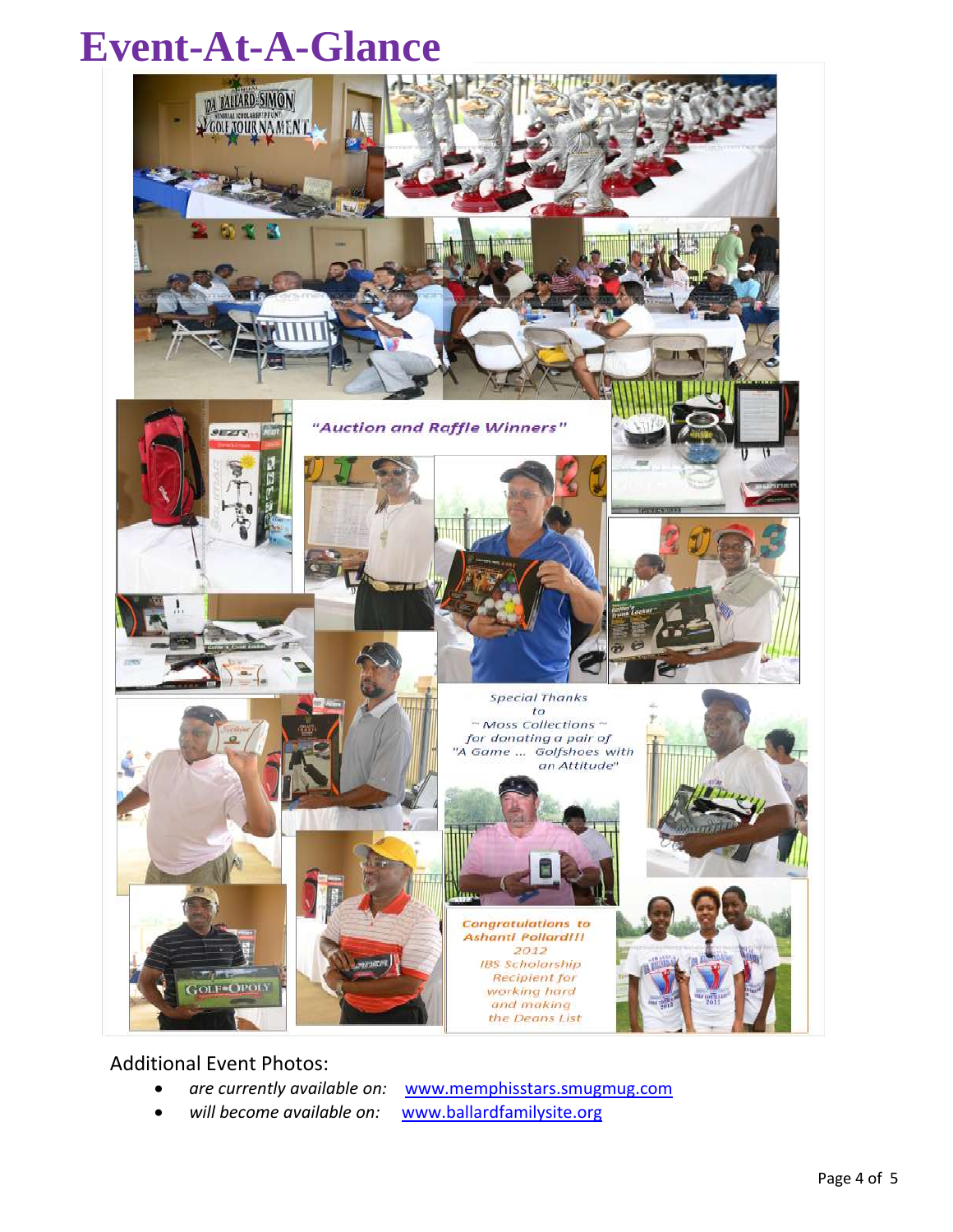# Event-At-A-Glance

"Auction and Raffle Winners"

Special Thanks to ~ Moss Collections ~ for donating a pair of "A Game ... Golfshoes with an Attitude"

Congratulations to Ashanti Pollard!!! 2012 IBS Scholarship Recipient for working hard and making the Deans List

Additional Event Photos:

- *are currently available on:* www.memphisstars.smugmug.com
- *will become available on:* www.ballardfamilysite.org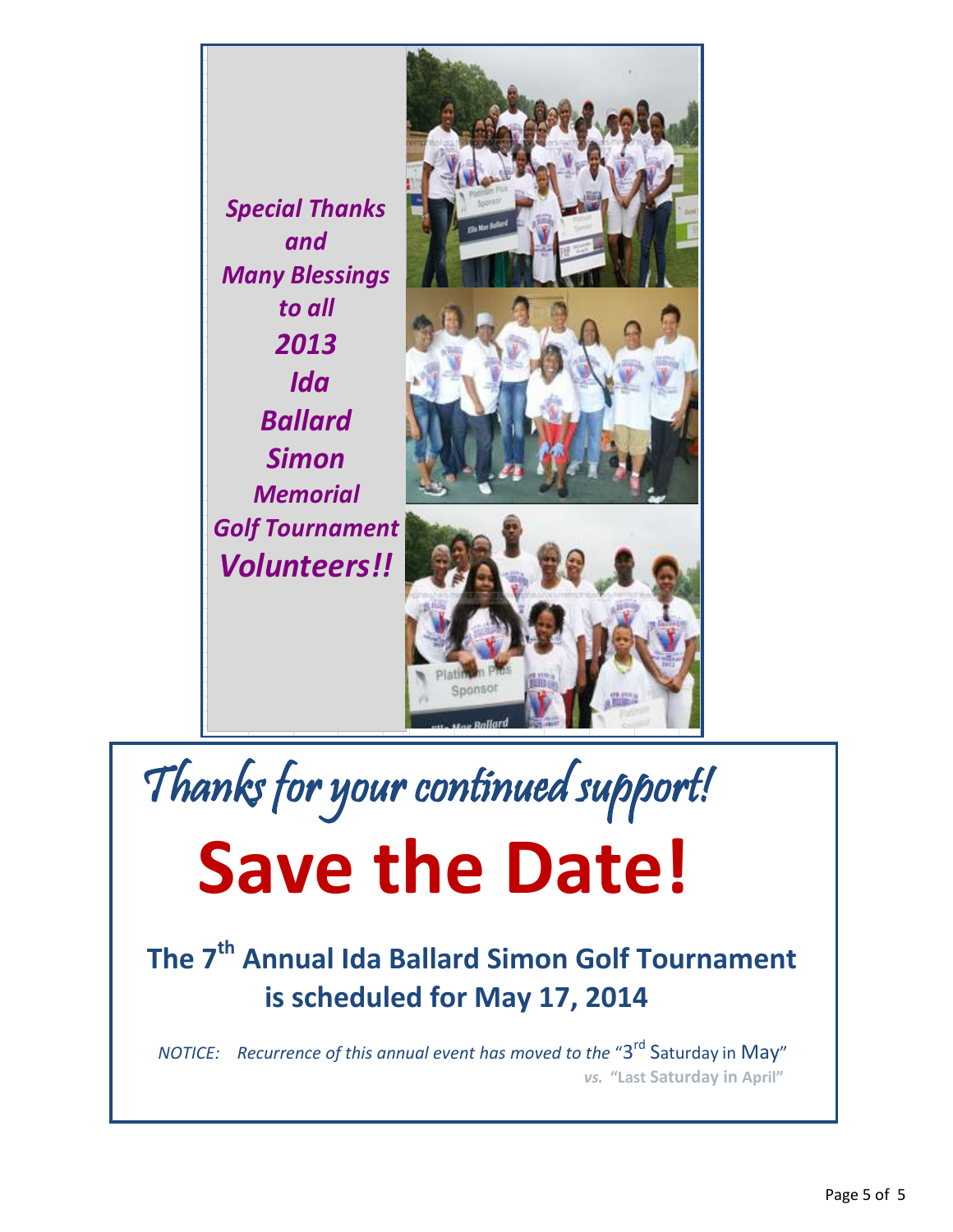*Special Thanks and Many Blessings to all 2013 Ida Ballard Simon Memorial Golf Tournament* ***Volunteers!!***

*Thanks for your continued support!*

# Save the Date!

## The 7th Annual Ida Ballard Simon Golf Tournament is scheduled for May 17, 2014

*NOTICE: Recurrence of this annual event has moved to the* "3rd Saturday in May" ***vs.* "Last Saturday in April"**